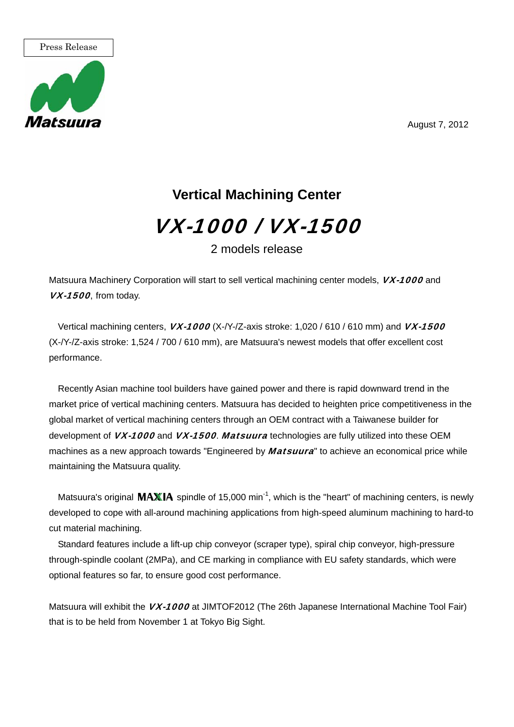Press Release

Matsuura

August 7, 2012

## Vertical Machining Center

# *VX-1000 / VX-1500*

2 models release

Matsuura Machinery Corporation will start to sell vertical machining center models, ***VX-1000*** and ***VX-1500***, from today.

Vertical machining centers, ***VX-1000*** (X-/Y-/Z-axis stroke: 1,020 / 610 / 610 mm) and ***VX-1500*** (X-/Y-/Z-axis stroke: 1,524 / 700 / 610 mm), are Matsuura's newest models that offer excellent cost performance.

Recently Asian machine tool builders have gained power and there is rapid downward trend in the market price of vertical machining centers. Matsuura has decided to heighten price competitiveness in the global market of vertical machining centers through an OEM contract with a Taiwanese builder for development of ***VX-1000*** and ***VX-1500***. ***Matsuura*** technologies are fully utilized into these OEM machines as a new approach towards "Engineered by ***Matsuura***" to achieve an economical price while maintaining the Matsuura quality.

Matsuura's original **MAXIA** spindle of 15,000 $min^{-1}$, which is the "heart" of machining centers, is newly developed to cope with all-around machining applications from high-speed aluminum machining to hard-to cut material machining.

Standard features include a lift-up chip conveyor (scraper type), spiral chip conveyor, high-pressure through-spindle coolant (2MPa), and CE marking in compliance with EU safety standards, which were optional features so far, to ensure good cost performance.

Matsuura will exhibit the ***VX-1000*** at JIMTOF2012 (The 26th Japanese International Machine Tool Fair) that is to be held from November 1 at Tokyo Big Sight.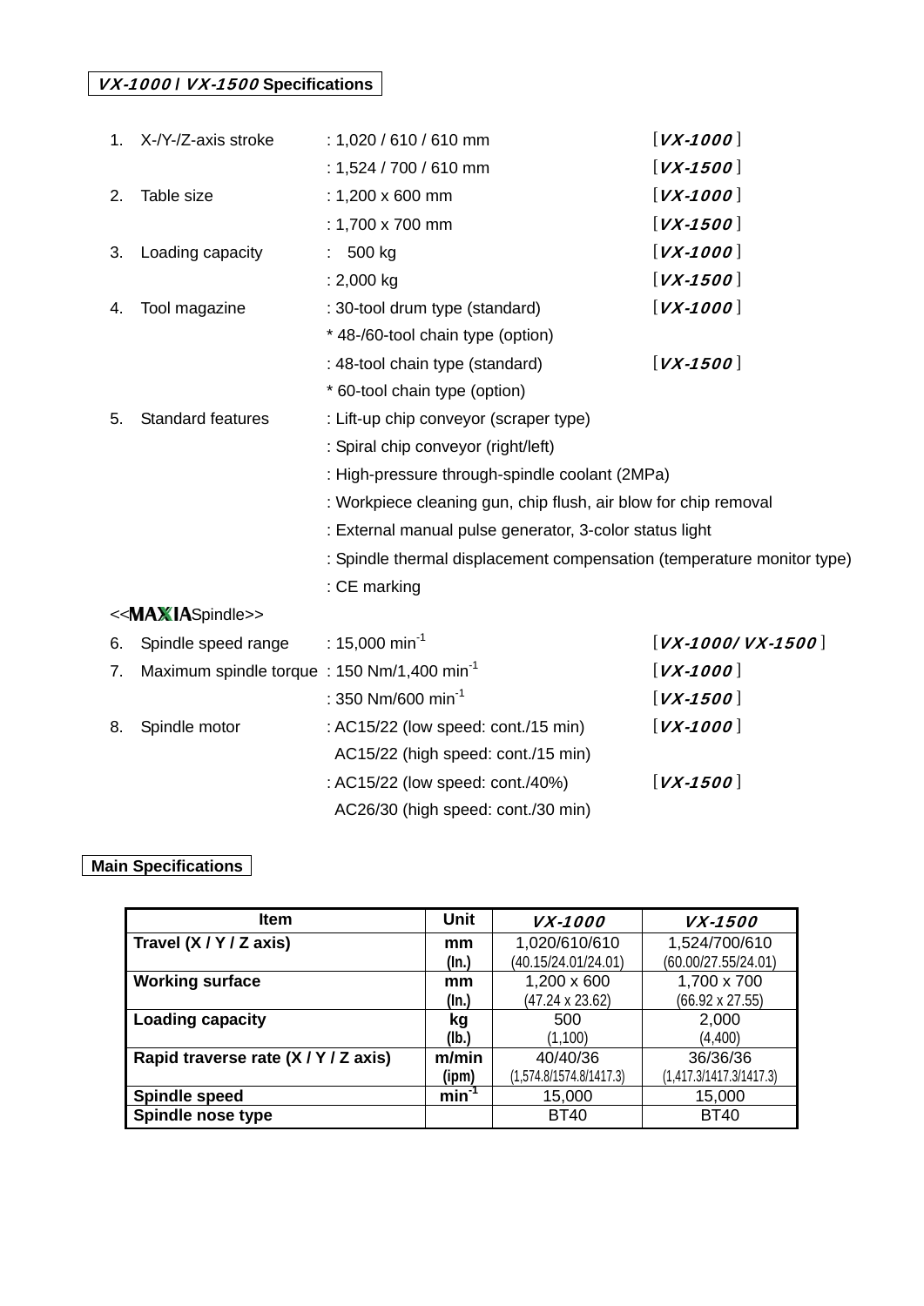## *VX-1000 / VX-1500* Specifications

1. X-/Y-/Z-axis stroke : 1,020 / 610 / 610 mm ［*VX-1000*］
   : 1,524 / 700 / 610 mm ［*VX-1500*］
2. Table size : 1,200 x 600 mm ［*VX-1000*］
   : 1,700 x 700 mm ［*VX-1500*］
3. Loading capacity : 500 kg ［*VX-1000*］
   : 2,000 kg ［*VX-1500*］
4. Tool magazine : 30-tool drum type (standard) ［*VX-1000*］
   * 48-/60-tool chain type (option)
   : 48-tool chain type (standard) ［*VX-1500*］
   * 60-tool chain type (option)
5. Standard features : Lift-up chip conveyor (scraper type)
   : Spiral chip conveyor (right/left)
   : High-pressure through-spindle coolant (2MPa)
   : Workpiece cleaning gun, chip flush, air blow for chip removal
   : External manual pulse generator, 3-color status light
   : Spindle thermal displacement compensation (temperature monitor type)
   : CE marking

<<MAXIA Spindle>>

6. Spindle speed range : 15,000 $min^{-1}$ ［*VX-1000/ VX-1500*］
7. Maximum spindle torque : 150 Nm/1,400 $min^{-1}$ ［*VX-1000*］
   : 350 Nm/600 $min^{-1}$ ［*VX-1500*］
8. Spindle motor : AC15/22 (low speed: cont./15 min) ［*VX-1000*］
   AC15/22 (high speed: cont./15 min)
   : AC15/22 (low speed: cont./40%) ［*VX-1500*］
   AC26/30 (high speed: cont./30 min)

## Main Specifications

| Item | Unit | *VX-1000* | *VX-1500* |
|---|---|---|---|
| **Travel (X / Y / Z axis)** | **mm** (In.) | 1,020/610/610 (40.15/24.01/24.01) | 1,524/700/610 (60.00/27.55/24.01) |
| **Working surface** | **mm** (In.) | 1,200 x 600 (47.24 x 23.62) | 1,700 x 700 (66.92 x 27.55) |
| **Loading capacity** | **kg** (lb.) | 500 (1,100) | 2,000 (4,400) |
| **Rapid traverse rate (X / Y / Z axis)** | **m/min** (ipm) | 40/40/36 (1,574.8/1574.8/1417.3) | 36/36/36 (1,417.3/1417.3/1417.3) |
| **Spindle speed** | **$min^{-1}$** | 15,000 | 15,000 |
| **Spindle nose type** | | BT40 | BT40 |